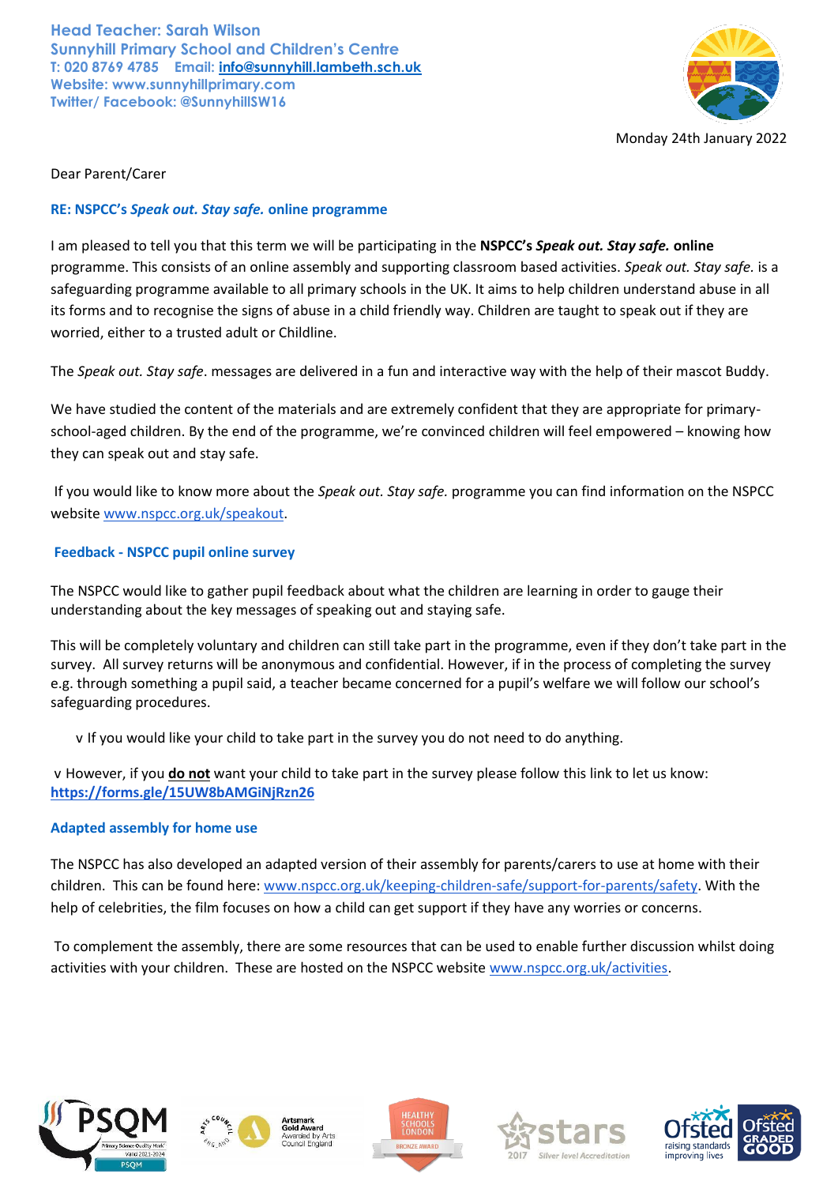**Head Teacher: Sarah Wilson**
**Sunnyhill Primary School and Children's Centre**
**T: 020 8769 4785 Email: info@sunnyhill.lambeth.sch.uk**
**Website: www.sunnyhillprimary.com**
**Twitter/ Facebook: @SunnyhillSW16**

Monday 24th January 2022

Dear Parent/Carer

**RE: NSPCC's *Speak out. Stay safe.* online programme**

I am pleased to tell you that this term we will be participating in the **NSPCC's *Speak out. Stay safe.* online** programme. This consists of an online assembly and supporting classroom based activities. *Speak out. Stay safe.* is a safeguarding programme available to all primary schools in the UK. It aims to help children understand abuse in all its forms and to recognise the signs of abuse in a child friendly way. Children are taught to speak out if they are worried, either to a trusted adult or Childline.

The *Speak out. Stay safe*. messages are delivered in a fun and interactive way with the help of their mascot Buddy.

We have studied the content of the materials and are extremely confident that they are appropriate for primary-school-aged children. By the end of the programme, we're convinced children will feel empowered – knowing how they can speak out and stay safe.

If you would like to know more about the *Speak out. Stay safe.* programme you can find information on the NSPCC website www.nspcc.org.uk/speakout.

**Feedback - NSPCC pupil online survey**

The NSPCC would like to gather pupil feedback about what the children are learning in order to gauge their understanding about the key messages of speaking out and staying safe.

This will be completely voluntary and children can still take part in the programme, even if they don't take part in the survey. All survey returns will be anonymous and confidential. However, if in the process of completing the survey e.g. through something a pupil said, a teacher became concerned for a pupil's welfare we will follow our school's safeguarding procedures.

- If you would like your child to take part in the survey you do not need to do anything.
- However, if you **do not** want your child to take part in the survey please follow this link to let us know: **https://forms.gle/15UW8bAMGiNjRzn26**

**Adapted assembly for home use**

The NSPCC has also developed an adapted version of their assembly for parents/carers to use at home with their children. This can be found here: www.nspcc.org.uk/keeping-children-safe/support-for-parents/safety. With the help of celebrities, the film focuses on how a child can get support if they have any worries or concerns.

To complement the assembly, there are some resources that can be used to enable further discussion whilst doing activities with your children. These are hosted on the NSPCC website www.nspcc.org.uk/activities.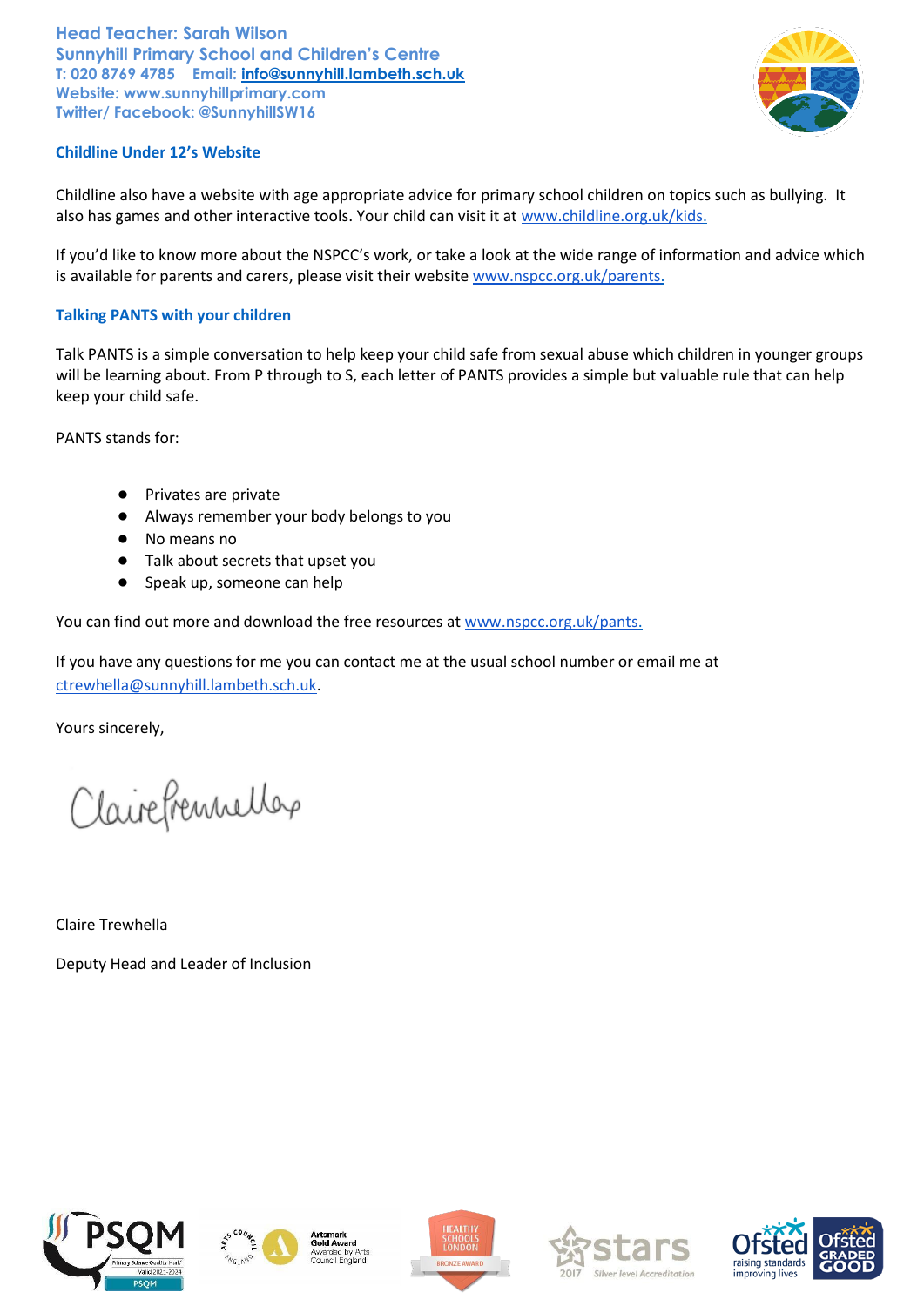Head Teacher: Sarah Wilson
Sunnyhill Primary School and Children's Centre
T: 020 8769 4785 Email: info@sunnyhill.lambeth.sch.uk
Website: www.sunnyhillprimary.com
Twitter/ Facebook: @SunnyhillSW16

### Childline Under 12's Website

Childline also have a website with age appropriate advice for primary school children on topics such as bullying. It also has games and other interactive tools. Your child can visit it at www.childline.org.uk/kids.

If you'd like to know more about the NSPCC's work, or take a look at the wide range of information and advice which is available for parents and carers, please visit their website www.nspcc.org.uk/parents.

### Talking PANTS with your children

Talk PANTS is a simple conversation to help keep your child safe from sexual abuse which children in younger groups will be learning about. From P through to S, each letter of PANTS provides a simple but valuable rule that can help keep your child safe.

PANTS stands for:

- Privates are private
- Always remember your body belongs to you
- No means no
- Talk about secrets that upset you
- Speak up, someone can help

You can find out more and download the free resources at www.nspcc.org.uk/pants.

If you have any questions for me you can contact me at the usual school number or email me at ctrewhella@sunnyhill.lambeth.sch.uk.

Yours sincerely,

Claire Trewhella

Claire Trewhella

Deputy Head and Leader of Inclusion